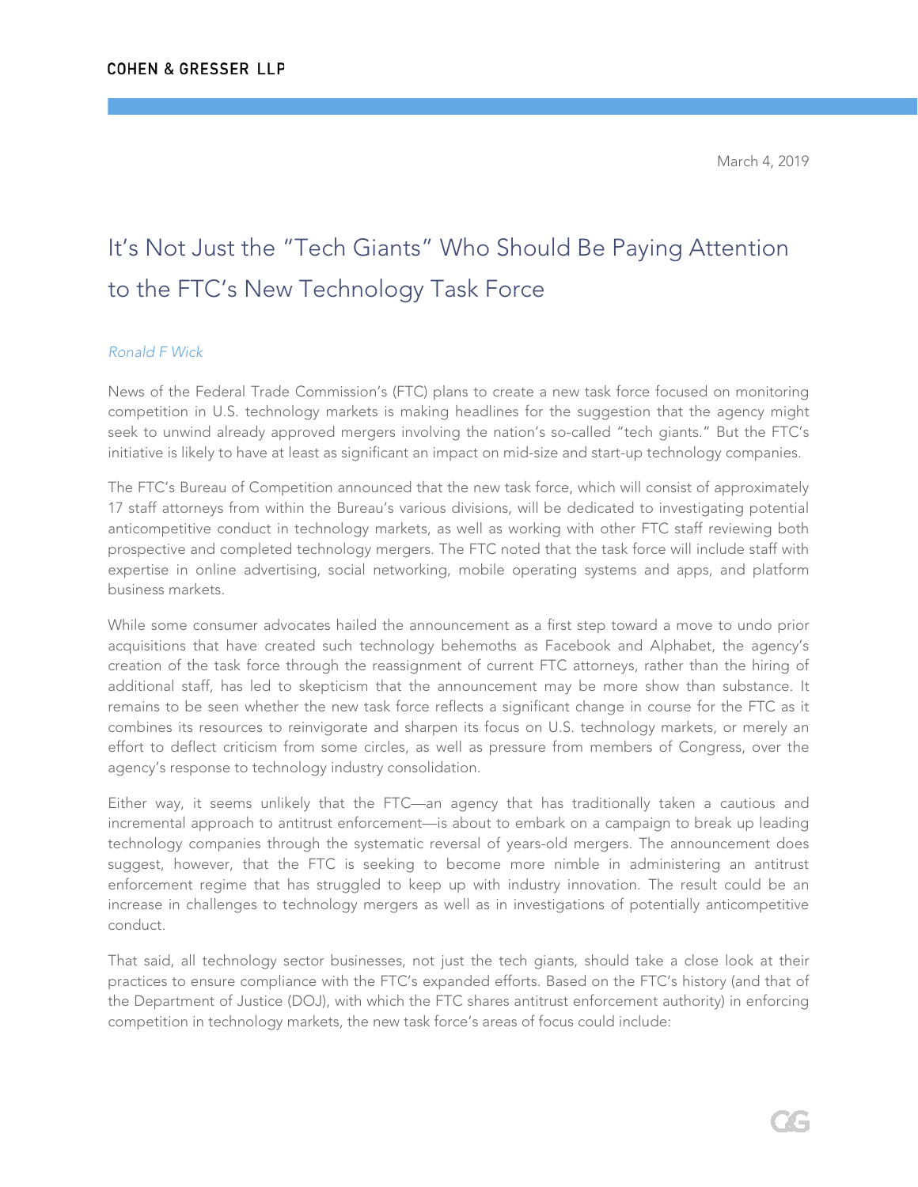COHEN & GRESSER LLP

March 4, 2019

# It's Not Just the "Tech Giants" Who Should Be Paying Attention to the FTC's New Technology Task Force

*Ronald F Wick*

News of the Federal Trade Commission's (FTC) plans to create a new task force focused on monitoring competition in U.S. technology markets is making headlines for the suggestion that the agency might seek to unwind already approved mergers involving the nation's so-called "tech giants." But the FTC's initiative is likely to have at least as significant an impact on mid-size and start-up technology companies.

The FTC's Bureau of Competition announced that the new task force, which will consist of approximately 17 staff attorneys from within the Bureau's various divisions, will be dedicated to investigating potential anticompetitive conduct in technology markets, as well as working with other FTC staff reviewing both prospective and completed technology mergers. The FTC noted that the task force will include staff with expertise in online advertising, social networking, mobile operating systems and apps, and platform business markets.

While some consumer advocates hailed the announcement as a first step toward a move to undo prior acquisitions that have created such technology behemoths as Facebook and Alphabet, the agency's creation of the task force through the reassignment of current FTC attorneys, rather than the hiring of additional staff, has led to skepticism that the announcement may be more show than substance. It remains to be seen whether the new task force reflects a significant change in course for the FTC as it combines its resources to reinvigorate and sharpen its focus on U.S. technology markets, or merely an effort to deflect criticism from some circles, as well as pressure from members of Congress, over the agency's response to technology industry consolidation.

Either way, it seems unlikely that the FTC—an agency that has traditionally taken a cautious and incremental approach to antitrust enforcement—is about to embark on a campaign to break up leading technology companies through the systematic reversal of years-old mergers. The announcement does suggest, however, that the FTC is seeking to become more nimble in administering an antitrust enforcement regime that has struggled to keep up with industry innovation. The result could be an increase in challenges to technology mergers as well as in investigations of potentially anticompetitive conduct.

That said, all technology sector businesses, not just the tech giants, should take a close look at their practices to ensure compliance with the FTC's expanded efforts. Based on the FTC's history (and that of the Department of Justice (DOJ), with which the FTC shares antitrust enforcement authority) in enforcing competition in technology markets, the new task force's areas of focus could include: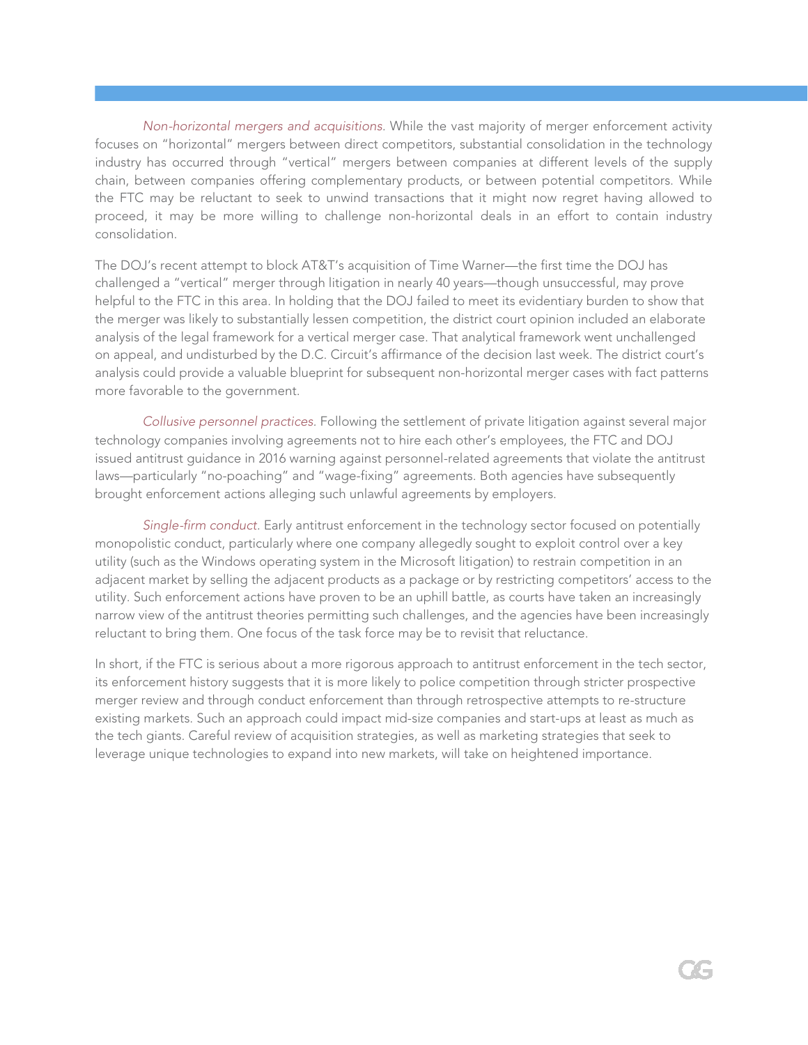*Non-horizontal mergers and acquisitions.* While the vast majority of merger enforcement activity focuses on "horizontal" mergers between direct competitors, substantial consolidation in the technology industry has occurred through "vertical" mergers between companies at different levels of the supply chain, between companies offering complementary products, or between potential competitors. While the FTC may be reluctant to seek to unwind transactions that it might now regret having allowed to proceed, it may be more willing to challenge non-horizontal deals in an effort to contain industry consolidation.

The DOJ's recent attempt to block AT&T's acquisition of Time Warner—the first time the DOJ has challenged a "vertical" merger through litigation in nearly 40 years—though unsuccessful, may prove helpful to the FTC in this area. In holding that the DOJ failed to meet its evidentiary burden to show that the merger was likely to substantially lessen competition, the district court opinion included an elaborate analysis of the legal framework for a vertical merger case. That analytical framework went unchallenged on appeal, and undisturbed by the D.C. Circuit's affirmance of the decision last week. The district court's analysis could provide a valuable blueprint for subsequent non-horizontal merger cases with fact patterns more favorable to the government.

*Collusive personnel practices.* Following the settlement of private litigation against several major technology companies involving agreements not to hire each other's employees, the FTC and DOJ issued antitrust guidance in 2016 warning against personnel-related agreements that violate the antitrust laws—particularly "no-poaching" and "wage-fixing" agreements. Both agencies have subsequently brought enforcement actions alleging such unlawful agreements by employers.

*Single-firm conduct.* Early antitrust enforcement in the technology sector focused on potentially monopolistic conduct, particularly where one company allegedly sought to exploit control over a key utility (such as the Windows operating system in the Microsoft litigation) to restrain competition in an adjacent market by selling the adjacent products as a package or by restricting competitors' access to the utility. Such enforcement actions have proven to be an uphill battle, as courts have taken an increasingly narrow view of the antitrust theories permitting such challenges, and the agencies have been increasingly reluctant to bring them. One focus of the task force may be to revisit that reluctance.

In short, if the FTC is serious about a more rigorous approach to antitrust enforcement in the tech sector, its enforcement history suggests that it is more likely to police competition through stricter prospective merger review and through conduct enforcement than through retrospective attempts to re-structure existing markets. Such an approach could impact mid-size companies and start-ups at least as much as the tech giants. Careful review of acquisition strategies, as well as marketing strategies that seek to leverage unique technologies to expand into new markets, will take on heightened importance.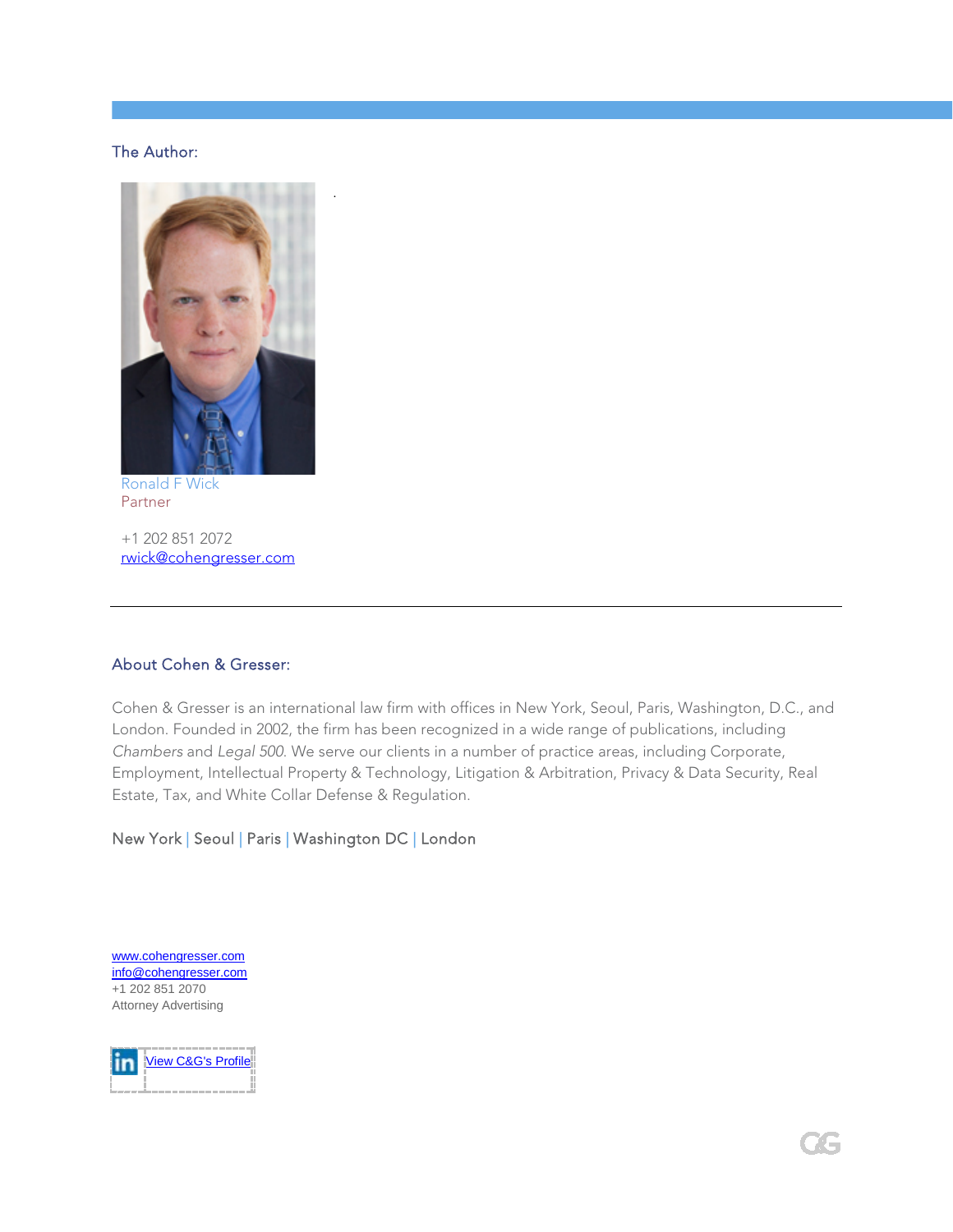## The Author:

Ronald F Wick
Partner

+1 202 851 2072
rwick@cohengresser.com

---

## About Cohen & Gresser:

Cohen & Gresser is an international law firm with offices in New York, Seoul, Paris, Washington, D.C., and London. Founded in 2002, the firm has been recognized in a wide range of publications, including *Chambers* and *Legal 500*. We serve our clients in a number of practice areas, including Corporate, Employment, Intellectual Property & Technology, Litigation & Arbitration, Privacy & Data Security, Real Estate, Tax, and White Collar Defense & Regulation.

New York | Seoul | Paris | Washington DC | London

www.cohengresser.com
info@cohengresser.com
+1 202 851 2070
Attorney Advertising

View C&G's Profile